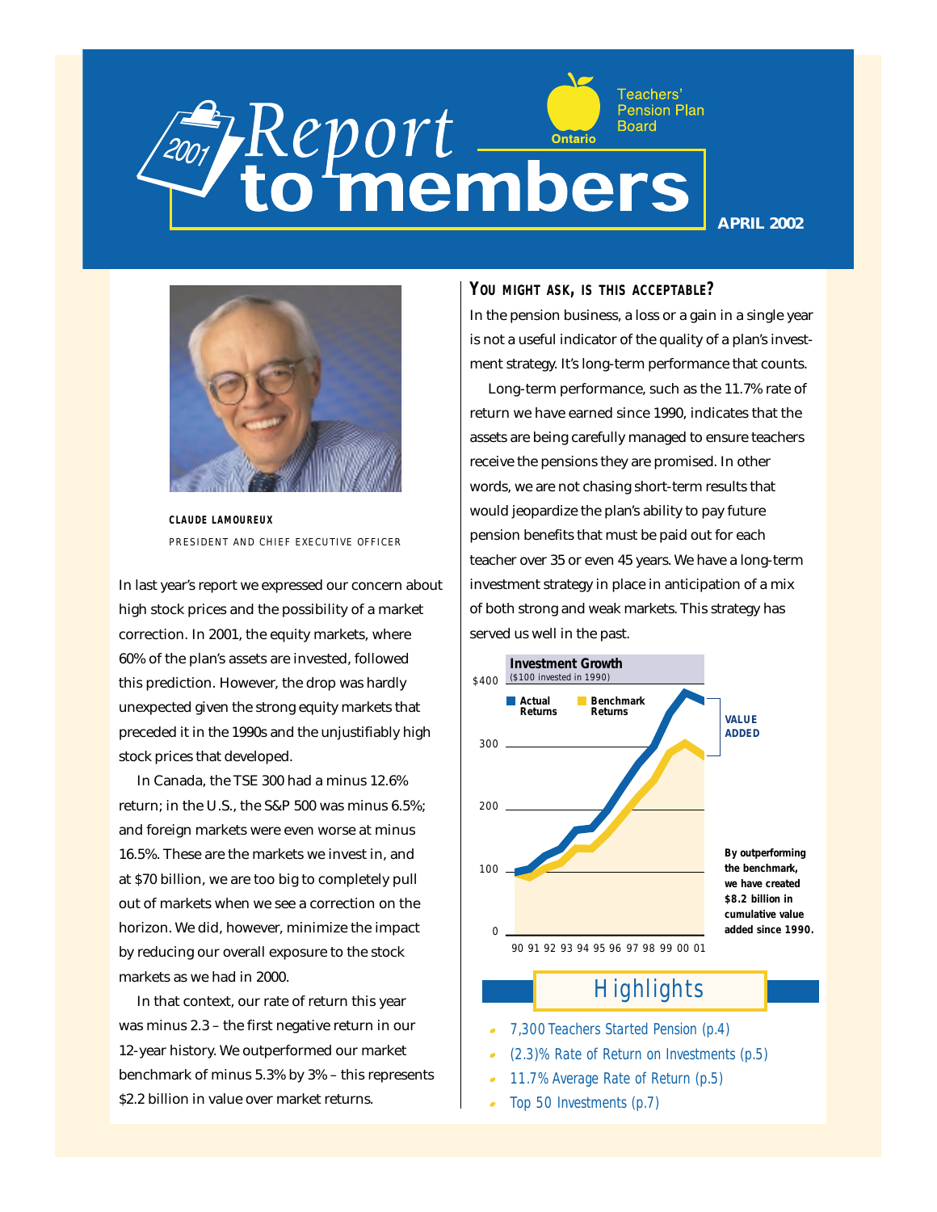# 2001 Report to members

Teachers' Pension Plan Board Ontario

**APRIL 2002**

**CLAUDE LAMOUREUX**
PRESIDENT AND CHIEF EXECUTIVE OFFICER

In last year's report we expressed our concern about high stock prices and the possibility of a market correction. In 2001, the equity markets, where 60% of the plan's assets are invested, followed this prediction. However, the drop was hardly unexpected given the strong equity markets that preceded it in the 1990s and the unjustifiably high stock prices that developed.

In Canada, the TSE 300 had a minus 12.6% return; in the U.S., the S&P 500 was minus 6.5%; and foreign markets were even worse at minus 16.5%. These are the markets we invest in, and at $70 billion, we are too big to completely pull out of markets when we see a correction on the horizon. We did, however, minimize the impact by reducing our overall exposure to the stock markets as we had in 2000.

In that context, our rate of return this year was minus 2.3 – the first negative return in our 12-year history. We outperformed our market benchmark of minus 5.3% by 3% – this represents $2.2 billion in value over market returns.

### You might ask, is this acceptable?

In the pension business, a loss or a gain in a single year is not a useful indicator of the quality of a plan's investment strategy. It's long-term performance that counts.

Long-term performance, such as the 11.7% rate of return we have earned since 1990, indicates that the assets are being carefully managed to ensure teachers receive the pensions they are promised. In other words, we are not chasing short-term results that would jeopardize the plan's ability to pay future pension benefits that must be paid out for each teacher over 35 or even 45 years. We have a long-term investment strategy in place in anticipation of a mix of both strong and weak markets. This strategy has served us well in the past.

**Investment Growth**
($100 invested in 1990)

Actual Returns / Benchmark Returns

VALUE ADDED

**By outperforming the benchmark, we have created $8.2 billion in cumulative value added since 1990.**

## Highlights

- 7,300 Teachers Started Pension (p.4)
- (2.3)% Rate of Return on Investments (p.5)
- 11.7% Average Rate of Return (p.5)
- Top 50 Investments (p.7)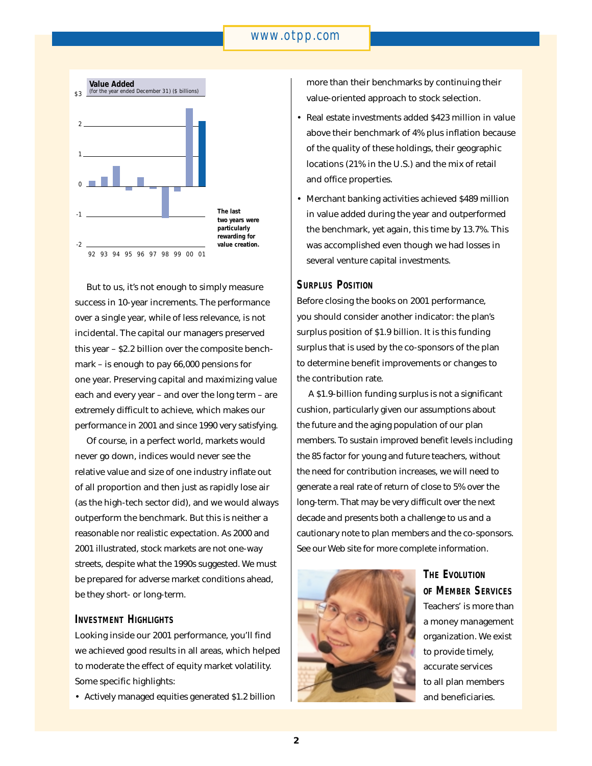**Value Added**
(for the year ended December 31) ($ billions)

The last two years were particularly rewarding for value creation.

But to us, it's not enough to simply measure success in 10-year increments. The performance over a single year, while of less relevance, is not incidental. The capital our managers preserved this year – $2.2 billion over the composite benchmark – is enough to pay 66,000 pensions for one year. Preserving capital and maximizing value each and every year – and over the long term – are extremely difficult to achieve, which makes our performance in 2001 and since 1990 very satisfying.

Of course, in a perfect world, markets would never go down, indices would never see the relative value and size of one industry inflate out of all proportion and then just as rapidly lose air (as the high-tech sector did), and we would always outperform the benchmark. But this is neither a reasonable nor realistic expectation. As 2000 and 2001 illustrated, stock markets are not one-way streets, despite what the 1990s suggested. We must be prepared for adverse market conditions ahead, be they short- or long-term.

## Investment Highlights

Looking inside our 2001 performance, you'll find we achieved good results in all areas, which helped to moderate the effect of equity market volatility. Some specific highlights:

- Actively managed equities generated $1.2 billion more than their benchmarks by continuing their value-oriented approach to stock selection.
- Real estate investments added $423 million in value above their benchmark of 4% plus inflation because of the quality of these holdings, their geographic locations (21% in the U.S.) and the mix of retail and office properties.
- Merchant banking activities achieved $489 million in value added during the year and outperformed the benchmark, yet again, this time by 13.7%. This was accomplished even though we had losses in several venture capital investments.

## Surplus Position

Before closing the books on 2001 performance, you should consider another indicator: the plan's surplus position of $1.9 billion. It is this funding surplus that is used by the co-sponsors of the plan to determine benefit improvements or changes to the contribution rate.

A $1.9-billion funding surplus is not a significant cushion, particularly given our assumptions about the future and the aging population of our plan members. To sustain improved benefit levels including the 85 factor for young and future teachers, without the need for contribution increases, we will need to generate a real rate of return of close to 5% over the long-term. That may be very difficult over the next decade and presents both a challenge to us and a cautionary note to plan members and the co-sponsors. See our Web site for more complete information.

## The Evolution of Member Services

Teachers' is more than a money management organization. We exist to provide timely, accurate services to all plan members and beneficiaries.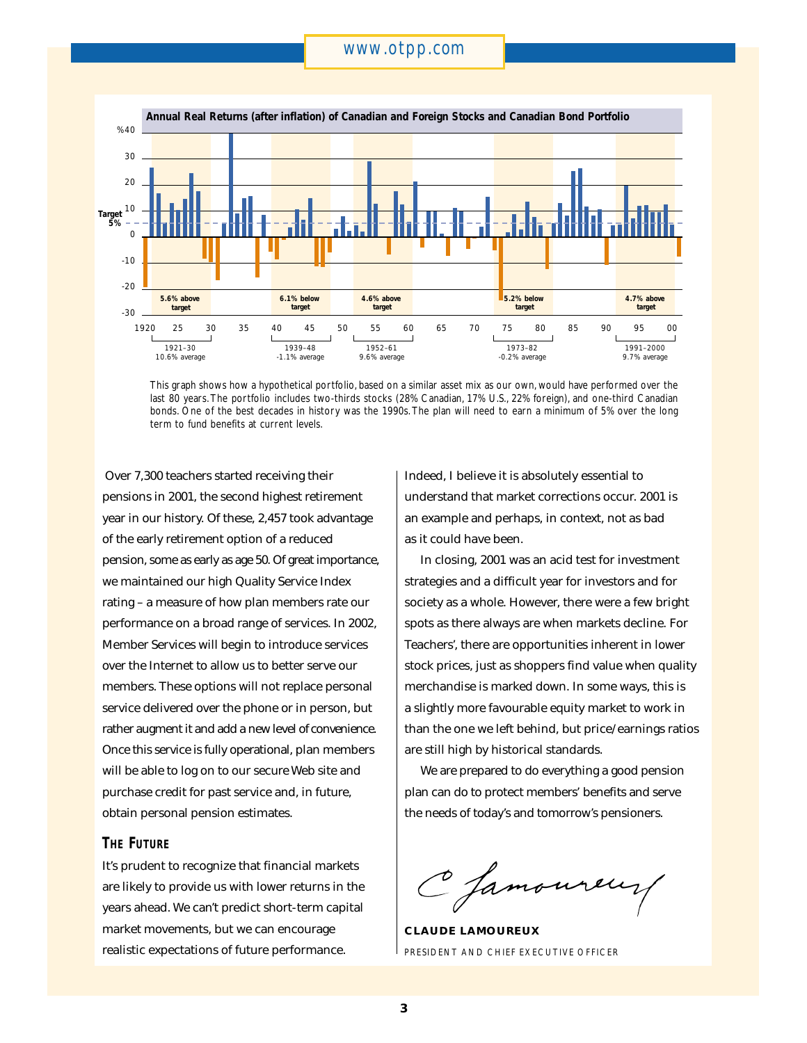**Annual Real Returns (after inflation) of Canadian and Foreign Stocks and Canadian Bond Portfolio**

| Period | Average | Relative to target |
|---|---|---|
| 1921–30 | 10.6% average | 5.6% above target |
| 1939–48 | -1.1% average | 6.1% below target |
| 1952–61 | 9.6% average | 4.6% above target |
| 1973–82 | -0.2% average | 5.2% below target |
| 1991–2000 | 9.7% average | 4.7% above target |

Target 5%

This graph shows how a hypothetical portfolio, based on a similar asset mix as our own, would have performed over the last 80 years. The portfolio includes two-thirds stocks (28% Canadian, 17% U.S., 22% foreign), and one-third Canadian bonds. One of the best decades in history was the 1990s. The plan will need to earn a minimum of 5% over the long term to fund benefits at current levels.

Over 7,300 teachers started receiving their pensions in 2001, the second highest retirement year in our history. Of these, 2,457 took advantage of the early retirement option of a reduced pension, some as early as age 50. Of great importance, we maintained our high Quality Service Index rating – a measure of how plan members rate our performance on a broad range of services. In 2002, Member Services will begin to introduce services over the Internet to allow us to better serve our members. These options will not replace personal service delivered over the phone or in person, but rather augment it and add a new level of convenience. Once this service is fully operational, plan members will be able to log on to our secure Web site and purchase credit for past service and, in future, obtain personal pension estimates.

## The Future

It's prudent to recognize that financial markets are likely to provide us with lower returns in the years ahead. We can't predict short-term capital market movements, but we can encourage realistic expectations of future performance. Indeed, I believe it is absolutely essential to understand that market corrections occur. 2001 is an example and perhaps, in context, not as bad as it could have been.

In closing, 2001 was an acid test for investment strategies and a difficult year for investors and for society as a whole. However, there were a few bright spots as there always are when markets decline. For Teachers', there are opportunities inherent in lower stock prices, just as shoppers find value when quality merchandise is marked down. In some ways, this is a slightly more favourable equity market to work in than the one we left behind, but price/earnings ratios are still high by historical standards.

We are prepared to do everything a good pension plan can do to protect members' benefits and serve the needs of today's and tomorrow's pensioners.

**CLAUDE LAMOUREUX**

PRESIDENT AND CHIEF EXECUTIVE OFFICER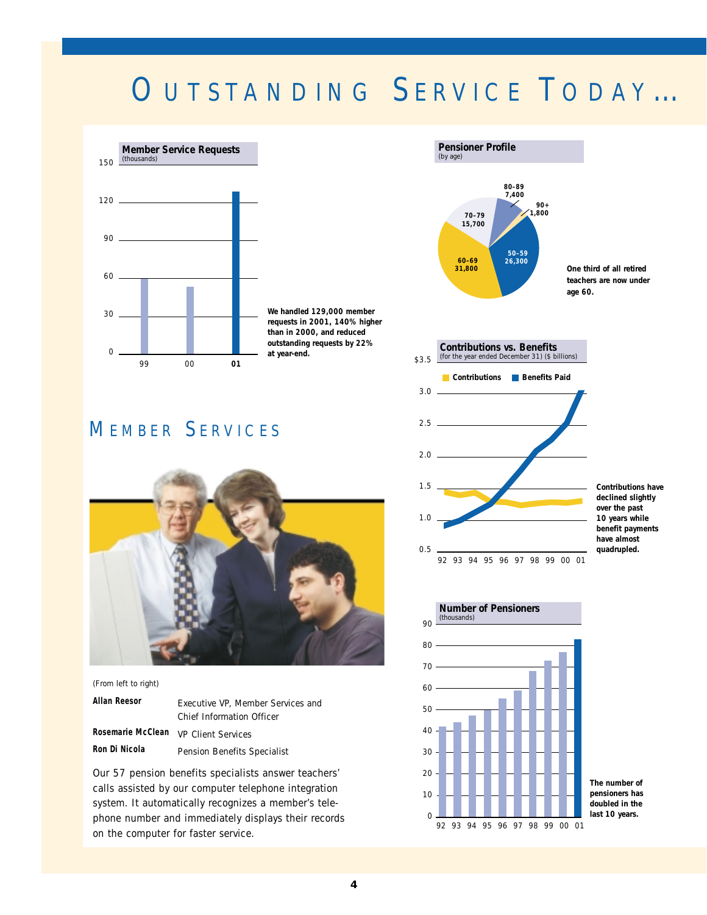# OUTSTANDING SERVICE TODAY...

**Member Service Requests**
(thousands)

We handled 129,000 member requests in 2001, 140% higher than in 2000, and reduced outstanding requests by 22% at year-end.

**Pensioner Profile**
(by age)

| Age | Pensioners |
|---|---|
| 50-59 | 26,300 |
| 60-69 | 31,800 |
| 70-79 | 15,700 |
| 80-89 | 7,400 |
| 90+ | 1,800 |

One third of all retired teachers are now under age 60.

**Contributions vs. Benefits**
(for the year ended December 31) ($ billions)

Contributions have declined slightly over the past 10 years while benefit payments have almost quadrupled.

**Number of Pensioners**
(thousands)

The number of pensioners has doubled in the last 10 years.

## MEMBER SERVICES

(From left to right)

| | |
|---|---|
| **Allan Reesor** | Executive VP, Member Services and Chief Information Officer |
| **Rosemarie McClean** | VP Client Services |
| **Ron Di Nicola** | Pension Benefits Specialist |

Our 57 pension benefits specialists answer teachers' calls assisted by our computer telephone integration system. It automatically recognizes a member's telephone number and immediately displays their records on the computer for faster service.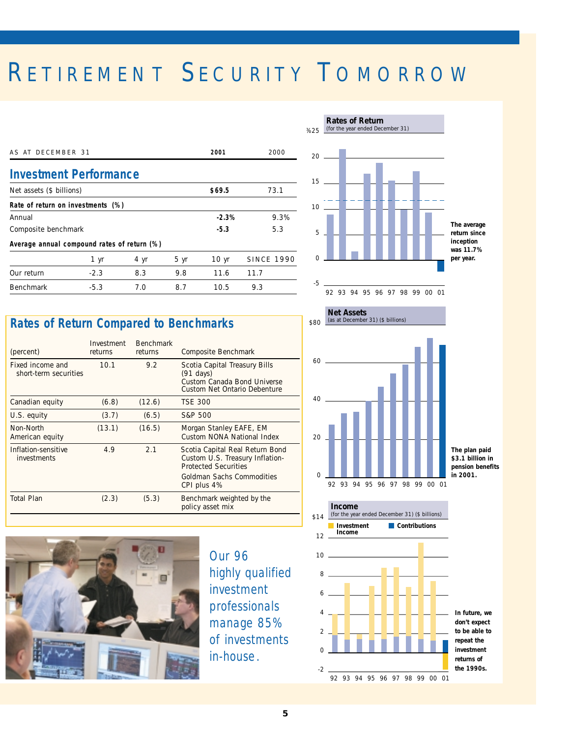# Retirement Security Tomorrow

| AS AT DECEMBER 31 | **2001** | 2000 |
|---|---|---|
| **Investment Performance** | | |
| Net assets ($ billions) | **$69.5** | 73.1 |
| **Rate of return on investments (%)** | | |
| Annual | **-2.3%** | 9.3% |
| Composite benchmark | **-5.3** | 5.3 |

**Average annual compound rates of return (%)**

| | 1 yr | 4 yr | 5 yr | 10 yr | SINCE 1990 |
|---|---|---|---|---|---|
| Our return | -2.3 | 8.3 | 9.8 | 11.6 | 11.7 |
| Benchmark | -5.3 | 7.0 | 8.7 | 10.5 | 9.3 |

## Rates of Return Compared to Benchmarks

| (percent) | Investment returns | Benchmark returns | Composite Benchmark |
|---|---|---|---|
| Fixed income and short-term securities | 10.1 | 9.2 | Scotia Capital Treasury Bills (91 days) Custom Canada Bond Universe Custom Net Ontario Debenture |
| Canadian equity | (6.8) | (12.6) | TSE 300 |
| U.S. equity | (3.7) | (6.5) | S&P 500 |
| Non-North American equity | (13.1) | (16.5) | Morgan Stanley EAFE, EM Custom NONA National Index |
| Inflation-sensitive investments | 4.9 | 2.1 | Scotia Capital Real Return Bond Custom U.S. Treasury Inflation-Protected Securities Goldman Sachs Commodities CPI plus 4% |
| Total Plan | (2.3) | (5.3) | Benchmark weighted by the policy asset mix |

Our 96 highly qualified investment professionals manage 85% of investments in-house.

**Rates of Return** (for the year ended December 31)

The average return since inception was 11.7% per year.

**Net Assets** (as at December 31) ($ billions)

The plan paid $3.1 billion in pension benefits in 2001.

**Income** (for the year ended December 31) ($ billions)

Investment Income | Contributions

In future, we don't expect to be able to repeat the investment returns of the 1990s.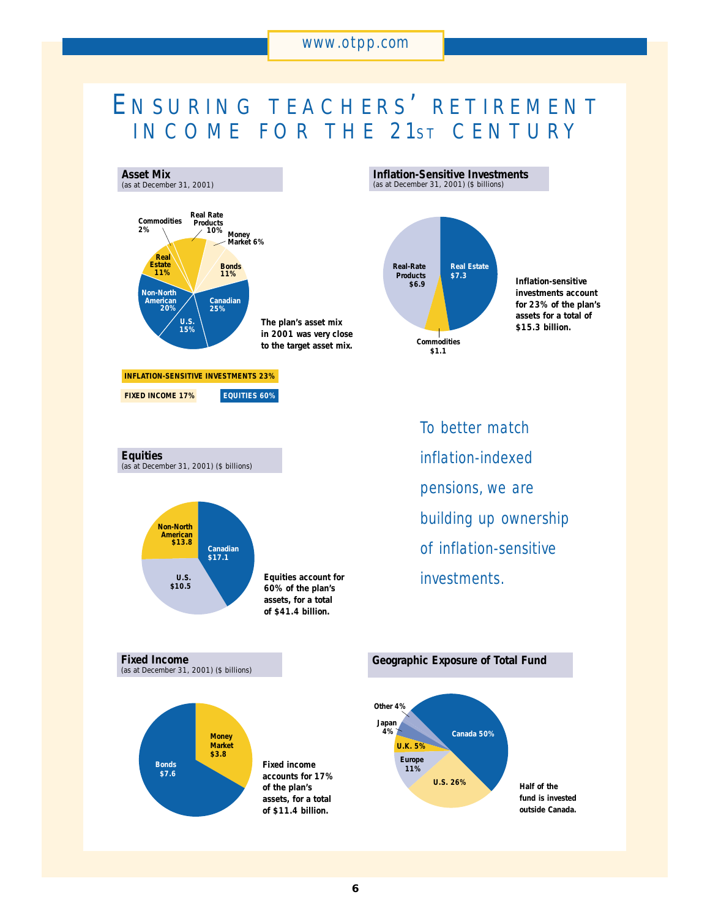# ENSURING TEACHERS' RETIREMENT INCOME FOR THE 21ST CENTURY

## Asset Mix
(as at December 31, 2001)

| Category | Share |
|---|---|
| Commodities | 2% |
| Real Rate Products | 10% |
| Money Market | 6% |
| Bonds | 11% |
| Canadian | 25% |
| U.S. | 15% |
| Non-North American | 20% |
| Real Estate | 11% |

The plan's asset mix in 2001 was very close to the target asset mix.

INFLATION-SENSITIVE INVESTMENTS 23%

FIXED INCOME 17%

EQUITIES 60%

## Inflation-Sensitive Investments
(as at December 31, 2001) ($ billions)

| Category | $ billions |
|---|---|
| Real Estate | $7.3 |
| Commodities | $1.1 |
| Real-Rate Products | $6.9 |

Inflation-sensitive investments account for 23% of the plan's assets for a total of $15.3 billion.

To better match inflation-indexed pensions, we are building up ownership of inflation-sensitive investments.

## Equities
(as at December 31, 2001) ($ billions)

| Category | $ billions |
|---|---|
| Canadian | $17.1 |
| U.S. | $10.5 |
| Non-North American | $13.8 |

Equities account for 60% of the plan's assets, for a total of $41.4 billion.

## Fixed Income
(as at December 31, 2001) ($ billions)

| Category | $ billions |
|---|---|
| Money Market | $3.8 |
| Bonds | $7.6 |

Fixed income accounts for 17% of the plan's assets, for a total of $11.4 billion.

## Geographic Exposure of Total Fund

| Region | Share |
|---|---|
| Canada | 50% |
| U.S. | 26% |
| Europe | 11% |
| U.K. | 5% |
| Japan | 4% |
| Other | 4% |

Half of the fund is invested outside Canada.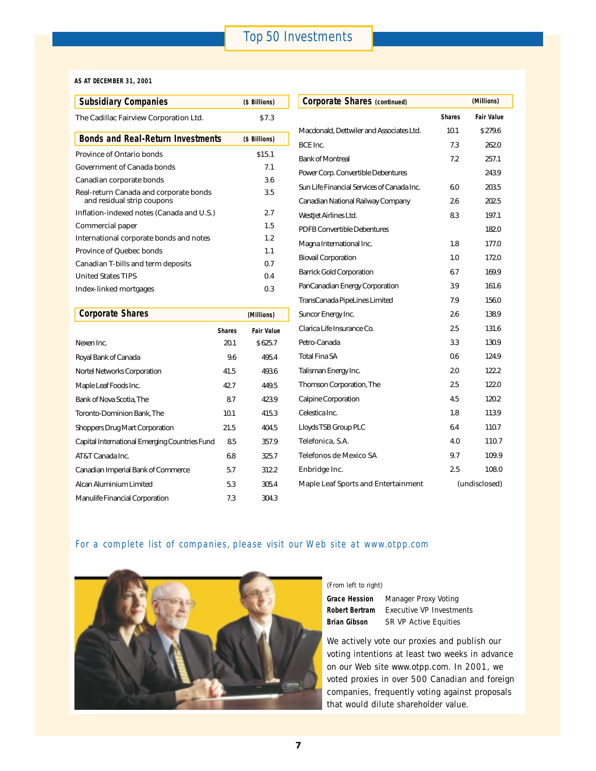# Top 50 Investments

**AS AT DECEMBER 31, 2001**

## Subsidiary Companies

| Subsidiary Companies | ($ Billions) |
|---|---|
| The Cadillac Fairview Corporation Ltd. | $7.3 |

## Bonds and Real-Return Investments

| Bonds and Real-Return Investments | ($ Billions) |
|---|---|
| Province of Ontario bonds | $15.1 |
| Government of Canada bonds | 7.1 |
| Canadian corporate bonds | 3.6 |
| Real-return Canada and corporate bonds and residual strip coupons | 3.5 |
| Inflation-indexed notes (Canada and U.S.) | 2.7 |
| Commercial paper | 1.5 |
| International corporate bonds and notes | 1.2 |
| Province of Quebec bonds | 1.1 |
| Canadian T-bills and term deposits | 0.7 |
| United States TIPS | 0.4 |
| Index-linked mortgages | 0.3 |

## Corporate Shares

| Corporate Shares (Millions) | Shares | Fair Value |
|---|---|---|
| Nexen Inc. | 20.1 | $625.7 |
| Royal Bank of Canada | 9.6 | 495.4 |
| Nortel Networks Corporation | 41.5 | 493.6 |
| Maple Leaf Foods Inc. | 42.7 | 449.5 |
| Bank of Nova Scotia, The | 8.7 | 423.9 |
| Toronto-Dominion Bank, The | 10.1 | 415.3 |
| Shoppers Drug Mart Corporation | 21.5 | 404.5 |
| Capital International Emerging Countries Fund | 8.5 | 357.9 |
| AT&T Canada Inc. | 6.8 | 325.7 |
| Canadian Imperial Bank of Commerce | 5.7 | 312.2 |
| Alcan Aluminium Limited | 5.3 | 305.4 |
| Manulife Financial Corporation | 7.3 | 304.3 |

## Corporate Shares (continued)

| Corporate Shares (continued) (Millions) | Shares | Fair Value |
|---|---|---|
| Macdonald, Dettwiler and Associates Ltd. | 10.1 | $279.6 |
| BCE Inc. | 7.3 | 262.0 |
| Bank of Montreal | 7.2 | 257.1 |
| Power Corp. Convertible Debentures | | 243.9 |
| Sun Life Financial Services of Canada Inc. | 6.0 | 203.5 |
| Canadian National Railway Company | 2.6 | 202.5 |
| WestJet Airlines Ltd. | 8.3 | 197.1 |
| PDFB Convertible Debentures | | 182.0 |
| Magna International Inc. | 1.8 | 177.0 |
| Biovail Corporation | 1.0 | 172.0 |
| Barrick Gold Corporation | 6.7 | 169.9 |
| PanCanadian Energy Corporation | 3.9 | 161.6 |
| TransCanada PipeLines Limited | 7.9 | 156.0 |
| Suncor Energy Inc. | 2.6 | 138.9 |
| Clarica Life Insurance Co. | 2.5 | 131.6 |
| Petro-Canada | 3.3 | 130.9 |
| Total Fina SA | 0.6 | 124.9 |
| Talisman Energy Inc. | 2.0 | 122.2 |
| Thomson Corporation, The | 2.5 | 122.0 |
| Calpine Corporation | 4.5 | 120.2 |
| Celestica Inc. | 1.8 | 113.9 |
| Lloyds TSB Group PLC | 6.4 | 110.7 |
| Telefonica, S.A. | 4.0 | 110.7 |
| Telefonos de Mexico SA | 9.7 | 109.9 |
| Enbridge Inc. | 2.5 | 108.0 |
| Maple Leaf Sports and Entertainment | | (undisclosed) |

For a complete list of companies, please visit our Web site at www.otpp.com

(From left to right)

**Grace Hession** Manager Proxy Voting
**Robert Bertram** Executive VP Investments
**Brian Gibson** SR VP Active Equities

We actively vote our proxies and publish our voting intentions at least two weeks in advance on our Web site www.otpp.com. In 2001, we voted proxies in over 500 Canadian and foreign companies, frequently voting against proposals that would dilute shareholder value.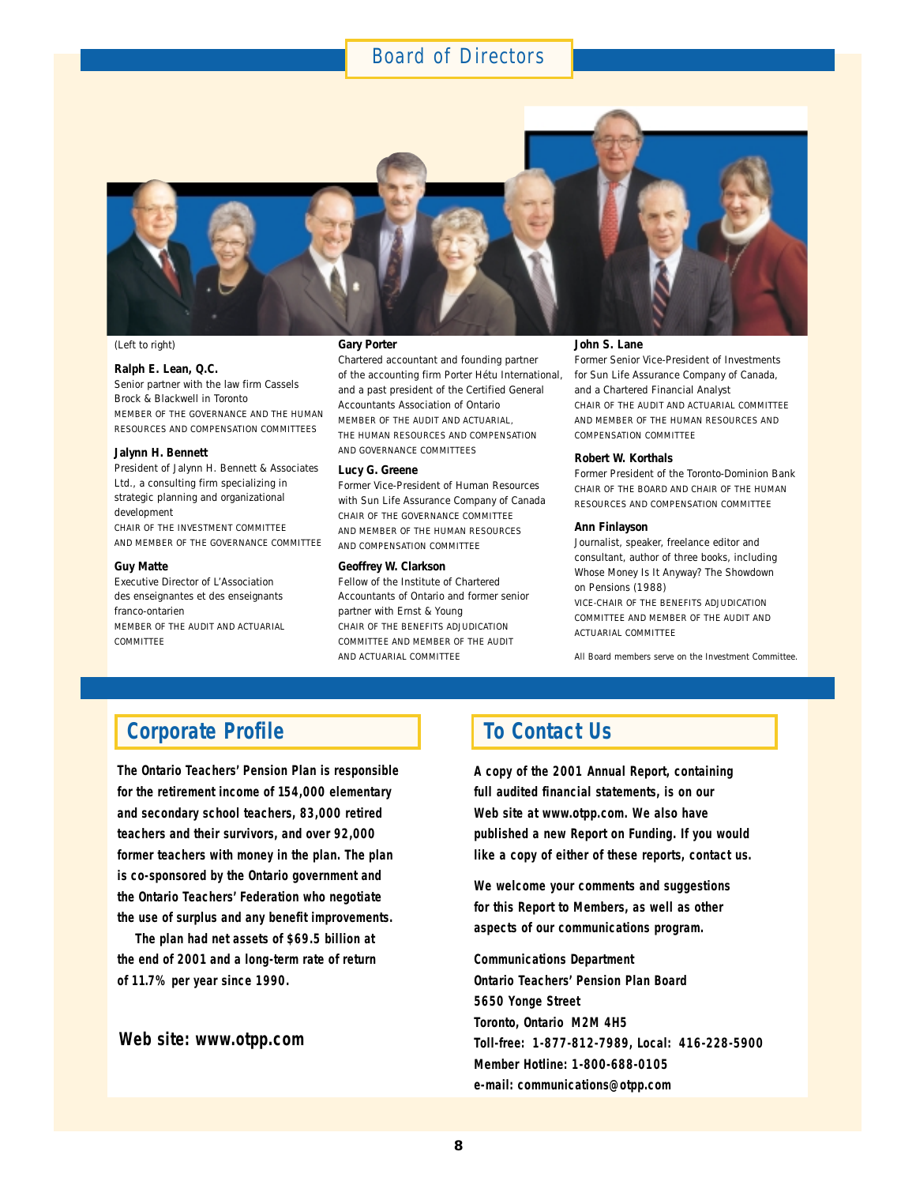# Board of Directors

(Left to right)

**Ralph E. Lean, Q.C.**
Senior partner with the law firm Cassels Brock & Blackwell in Toronto
MEMBER OF THE GOVERNANCE AND THE HUMAN RESOURCES AND COMPENSATION COMMITTEES

**Jalynn H. Bennett**
President of Jalynn H. Bennett & Associates Ltd., a consulting firm specializing in strategic planning and organizational development
CHAIR OF THE INVESTMENT COMMITTEE AND MEMBER OF THE GOVERNANCE COMMITTEE

**Guy Matte**
Executive Director of L'Association des enseignantes et des enseignants franco-ontarien
MEMBER OF THE AUDIT AND ACTUARIAL COMMITTEE

**Gary Porter**
Chartered accountant and founding partner of the accounting firm Porter Hétu International, and a past president of the Certified General Accountants Association of Ontario
MEMBER OF THE AUDIT AND ACTUARIAL, THE HUMAN RESOURCES AND COMPENSATION AND GOVERNANCE COMMITTEES

**Lucy G. Greene**
Former Vice-President of Human Resources with Sun Life Assurance Company of Canada
CHAIR OF THE GOVERNANCE COMMITTEE AND MEMBER OF THE HUMAN RESOURCES AND COMPENSATION COMMITTEE

**Geoffrey W. Clarkson**
Fellow of the Institute of Chartered Accountants of Ontario and former senior partner with Ernst & Young
CHAIR OF THE BENEFITS ADJUDICATION COMMITTEE AND MEMBER OF THE AUDIT AND ACTUARIAL COMMITTEE

**John S. Lane**
Former Senior Vice-President of Investments for Sun Life Assurance Company of Canada, and a Chartered Financial Analyst
CHAIR OF THE AUDIT AND ACTUARIAL COMMITTEE AND MEMBER OF THE HUMAN RESOURCES AND COMPENSATION COMMITTEE

**Robert W. Korthals**
Former President of the Toronto-Dominion Bank
CHAIR OF THE BOARD AND CHAIR OF THE HUMAN RESOURCES AND COMPENSATION COMMITTEE

**Ann Finlayson**
Journalist, speaker, freelance editor and consultant, author of three books, including Whose Money Is It Anyway? The Showdown on Pensions (1988)
VICE-CHAIR OF THE BENEFITS ADJUDICATION COMMITTEE AND MEMBER OF THE AUDIT AND ACTUARIAL COMMITTEE

All Board members serve on the Investment Committee.

## Corporate Profile

**The Ontario Teachers' Pension Plan is responsible for the retirement income of 154,000 elementary and secondary school teachers, 83,000 retired teachers and their survivors, and over 92,000 former teachers with money in the plan. The plan is co-sponsored by the Ontario government and the Ontario Teachers' Federation who negotiate the use of surplus and any benefit improvements.**

**The plan had net assets of $69.5 billion at the end of 2001 and a long-term rate of return of 11.7% per year since 1990.**

**Web site: www.otpp.com**

## To Contact Us

**A copy of the 2001 Annual Report, containing full audited financial statements, is on our Web site at www.otpp.com. We also have published a new Report on Funding. If you would like a copy of either of these reports, contact us.**

**We welcome your comments and suggestions for this Report to Members, as well as other aspects of our communications program.**

**Communications Department**
**Ontario Teachers' Pension Plan Board**
**5650 Yonge Street**
**Toronto, Ontario M2M 4H5**
**Toll-free: 1-877-812-7989, Local: 416-228-5900**
**Member Hotline: 1-800-688-0105**
**e-mail: communications@otpp.com**